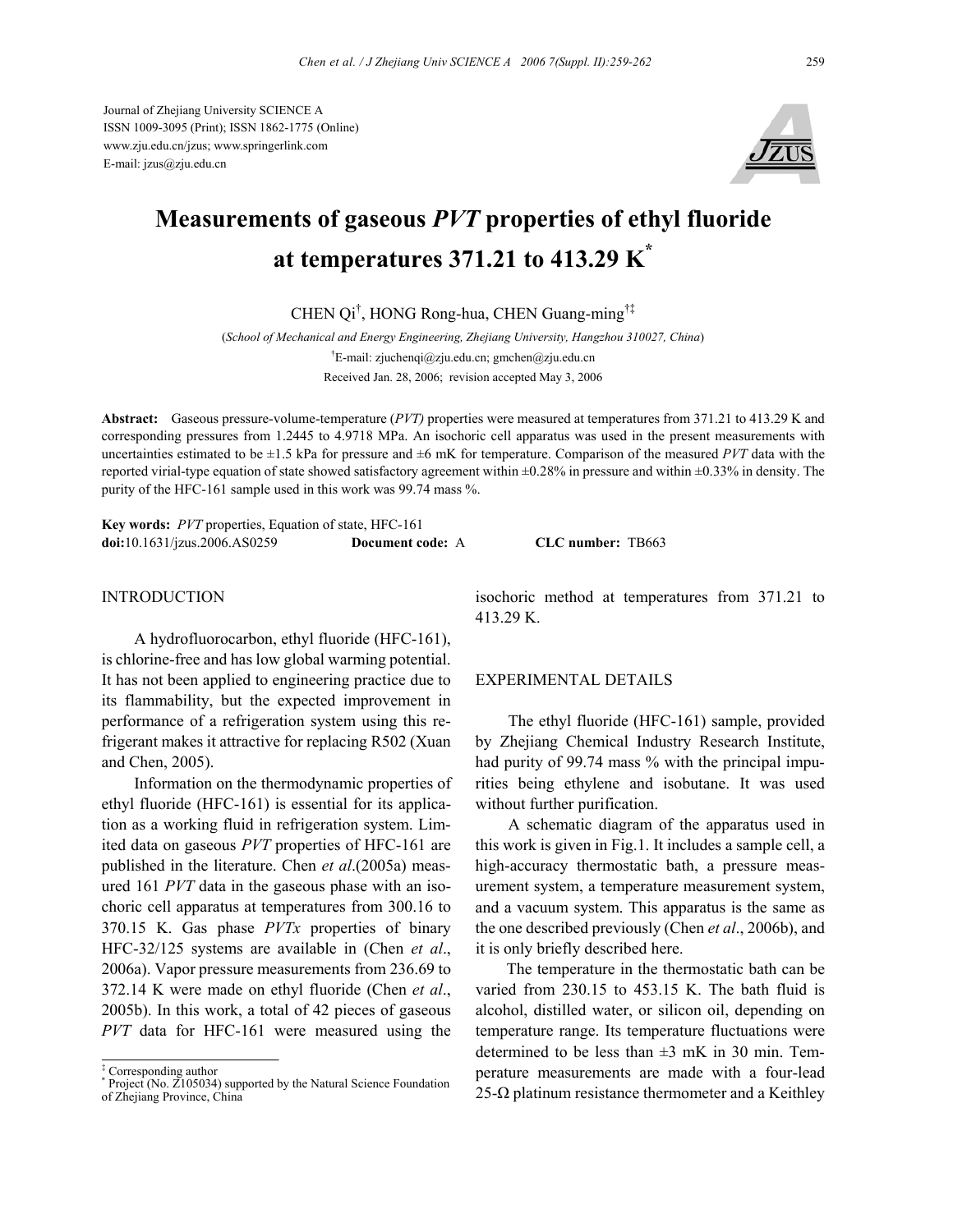Journal of Zhejiang University SCIENCE A
ISSN 1009-3095 (Print); ISSN 1862-1775 (Online)
www.zju.edu.cn/jzus; www.springerlink.com
E-mail: jzus@zju.edu.cn

# Measurements of gaseous *PVT* properties of ethyl fluoride at temperatures 371.21 to 413.29 K*

CHEN Qi[†], HONG Rong-hua, CHEN Guang-ming[†‡]

(*School of Mechanical and Energy Engineering, Zhejiang University, Hangzhou 310027, China*)

[†]E-mail: zjuchenqi@zju.edu.cn; gmchen@zju.edu.cn

Received Jan. 28, 2006; revision accepted May 3, 2006

**Abstract:** Gaseous pressure-volume-temperature (*PVT)* properties were measured at temperatures from 371.21 to 413.29 K and corresponding pressures from 1.2445 to 4.9718 MPa. An isochoric cell apparatus was used in the present measurements with uncertainties estimated to be ±1.5 kPa for pressure and ±6 mK for temperature. Comparison of the measured *PVT* data with the reported virial-type equation of state showed satisfactory agreement within ±0.28% in pressure and within ±0.33% in density. The purity of the HFC-161 sample used in this work was 99.74 mass %.

**Key words:** *PVT* properties, Equation of state, HFC-161
**doi:**10.1631/jzus.2006.AS0259 **Document code:** A **CLC number:** TB663

## INTRODUCTION

A hydrofluorocarbon, ethyl fluoride (HFC-161), is chlorine-free and has low global warming potential. It has not been applied to engineering practice due to its flammability, but the expected improvement in performance of a refrigeration system using this refrigerant makes it attractive for replacing R502 (Xuan and Chen, 2005).

Information on the thermodynamic properties of ethyl fluoride (HFC-161) is essential for its application as a working fluid in refrigeration system. Limited data on gaseous *PVT* properties of HFC-161 are published in the literature. Chen *et al*.(2005a) measured 161 *PVT* data in the gaseous phase with an isochoric cell apparatus at temperatures from 300.16 to 370.15 K. Gas phase *PVTx* properties of binary HFC-32/125 systems are available in (Chen *et al*., 2006a). Vapor pressure measurements from 236.69 to 372.14 K were made on ethyl fluoride (Chen *et al*., 2005b). In this work, a total of 42 pieces of gaseous *PVT* data for HFC-161 were measured using the isochoric method at temperatures from 371.21 to 413.29 K.

## EXPERIMENTAL DETAILS

The ethyl fluoride (HFC-161) sample, provided by Zhejiang Chemical Industry Research Institute, had purity of 99.74 mass % with the principal impurities being ethylene and isobutane. It was used without further purification.

A schematic diagram of the apparatus used in this work is given in Fig.1. It includes a sample cell, a high-accuracy thermostatic bath, a pressure measurement system, a temperature measurement system, and a vacuum system. This apparatus is the same as the one described previously (Chen *et al*., 2006b), and it is only briefly described here.

The temperature in the thermostatic bath can be varied from 230.15 to 453.15 K. The bath fluid is alcohol, distilled water, or silicon oil, depending on temperature range. Its temperature fluctuations were determined to be less than ±3 mK in 30 min. Temperature measurements are made with a four-lead 25-Ω platinum resistance thermometer and a Keithley

---

[‡] Corresponding author
[*] Project (No. Z105034) supported by the Natural Science Foundation of Zhejiang Province, China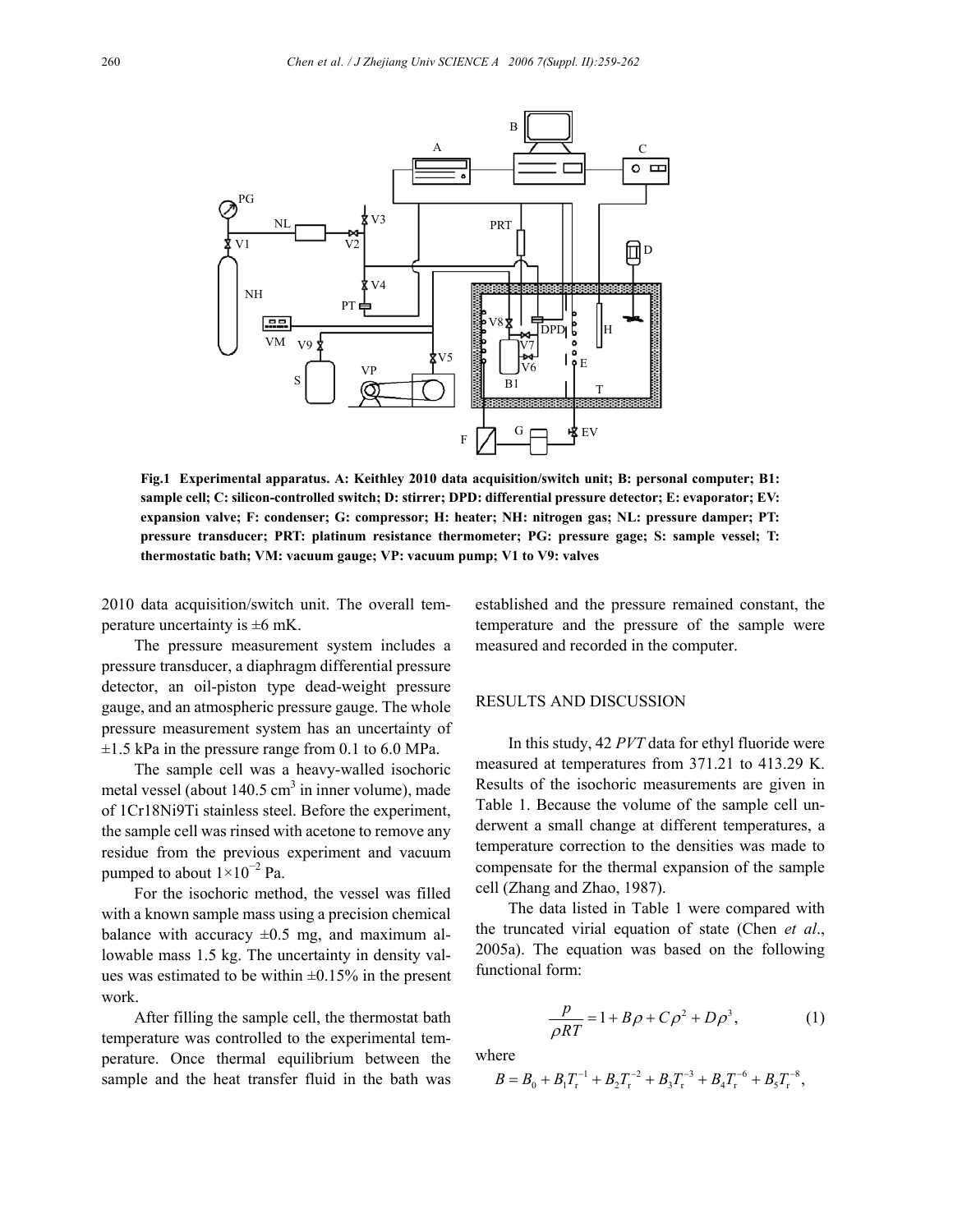Fig.1 **Experimental apparatus. A: Keithley 2010 data acquisition/switch unit; B: personal computer; B1: sample cell; C: silicon-controlled switch; D: stirrer; DPD: differential pressure detector; E: evaporator; EV: expansion valve; F: condenser; G: compressor; H: heater; NH: nitrogen gas; NL: pressure damper; PT: pressure transducer; PRT: platinum resistance thermometer; PG: pressure gage; S: sample vessel; T: thermostatic bath; VM: vacuum gauge; VP: vacuum pump; V1 to V9: valves**

2010 data acquisition/switch unit. The overall temperature uncertainty is ±6 mK.

The pressure measurement system includes a pressure transducer, a diaphragm differential pressure detector, an oil-piston type dead-weight pressure gauge, and an atmospheric pressure gauge. The whole pressure measurement system has an uncertainty of ±1.5 kPa in the pressure range from 0.1 to 6.0 MPa.

The sample cell was a heavy-walled isochoric metal vessel (about 140.5 $cm^3$ in inner volume), made of 1Cr18Ni9Ti stainless steel. Before the experiment, the sample cell was rinsed with acetone to remove any residue from the previous experiment and vacuum pumped to about $1\times10^{-2}$ Pa.

For the isochoric method, the vessel was filled with a known sample mass using a precision chemical balance with accuracy ±0.5 mg, and maximum allowable mass 1.5 kg. The uncertainty in density values was estimated to be within ±0.15% in the present work.

After filling the sample cell, the thermostat bath temperature was controlled to the experimental temperature. Once thermal equilibrium between the sample and the heat transfer fluid in the bath was established and the pressure remained constant, the temperature and the pressure of the sample were measured and recorded in the computer.

## RESULTS AND DISCUSSION

In this study, 42 *PVT* data for ethyl fluoride were measured at temperatures from 371.21 to 413.29 K. Results of the isochoric measurements are given in Table 1. Because the volume of the sample cell underwent a small change at different temperatures, a temperature correction to the densities was made to compensate for the thermal expansion of the sample cell (Zhang and Zhao, 1987).

The data listed in Table 1 were compared with the truncated virial equation of state (Chen *et al*., 2005a). The equation was based on the following functional form:

$$\frac{p}{\rho RT} = 1 + B\rho + C\rho^2 + D\rho^3, \tag{1}$$

where

$$B = B_0 + B_1 T_r^{-1} + B_2 T_r^{-2} + B_3 T_r^{-3} + B_4 T_r^{-6} + B_5 T_r^{-8},$$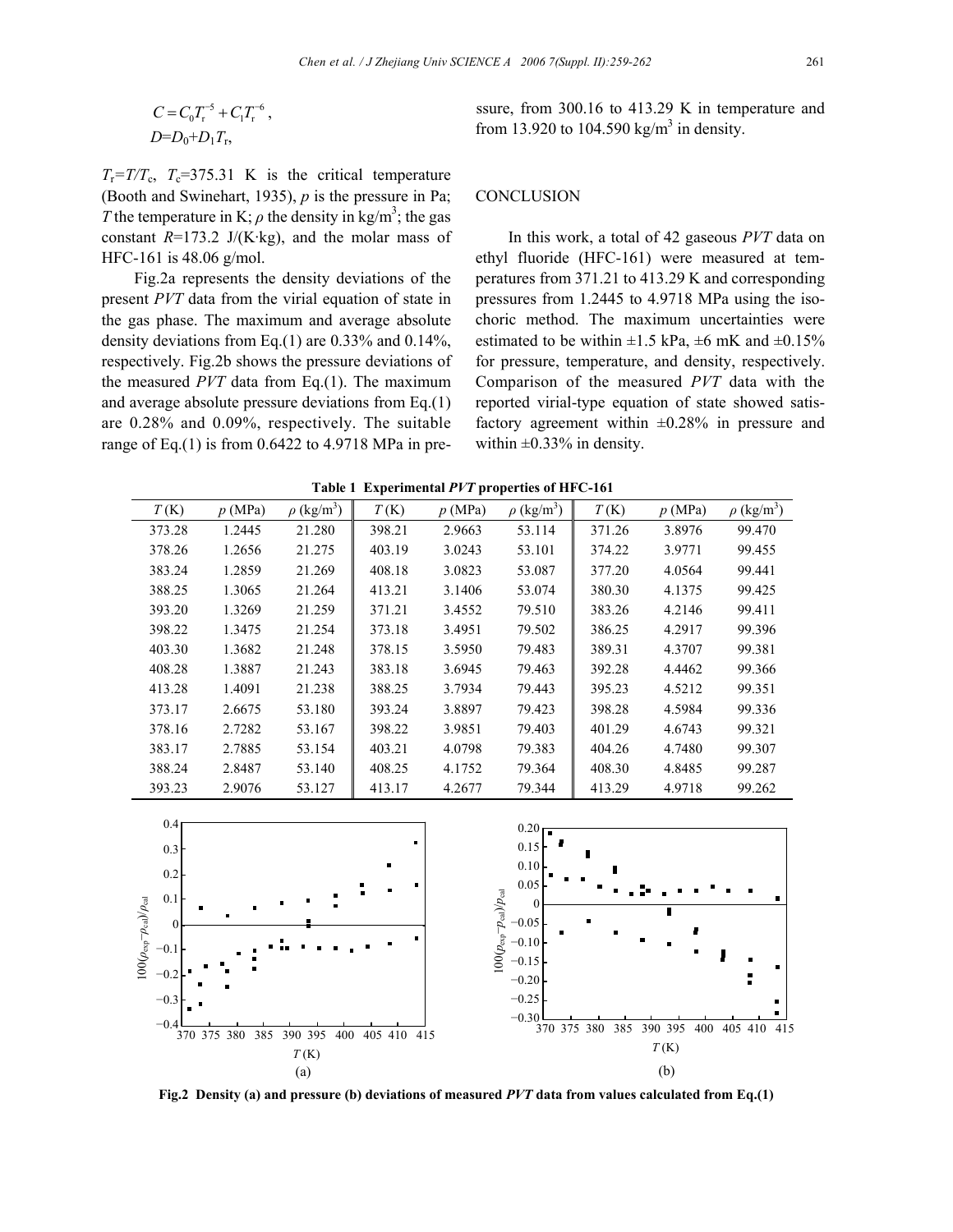$$C = C_0 T_r^{-5} + C_1 T_r^{-6},$$
$$D = D_0 + D_1 T_r,$$

$T_r = T/T_c$, $T_c$=375.31 K is the critical temperature (Booth and Swinehart, 1935), $p$ is the pressure in Pa; $T$ the temperature in K; $\rho$ the density in kg/m$^3$; the gas constant $R$=173.2 J/(K·kg), and the molar mass of HFC-161 is 48.06 g/mol.

Fig.2a represents the density deviations of the present *PVT* data from the virial equation of state in the gas phase. The maximum and average absolute density deviations from Eq.(1) are 0.33% and 0.14%, respectively. Fig.2b shows the pressure deviations of the measured *PVT* data from Eq.(1). The maximum and average absolute pressure deviations from Eq.(1) are 0.28% and 0.09%, respectively. The suitable range of Eq.(1) is from 0.6422 to 4.9718 MPa in pressure, from 300.16 to 413.29 K in temperature and from 13.920 to 104.590 kg/m$^3$ in density.

## CONCLUSION

In this work, a total of 42 gaseous *PVT* data on ethyl fluoride (HFC-161) were measured at temperatures from 371.21 to 413.29 K and corresponding pressures from 1.2445 to 4.9718 MPa using the isochoric method. The maximum uncertainties were estimated to be within ±1.5 kPa, ±6 mK and ±0.15% for pressure, temperature, and density, respectively. Comparison of the measured *PVT* data with the reported virial-type equation of state showed satisfactory agreement within ±0.28% in pressure and within ±0.33% in density.

**Table 1 Experimental *PVT* properties of HFC-161**

| $T$ (K) | $p$ (MPa) | $\rho$ (kg/m$^3$) | $T$ (K) | $p$ (MPa) | $\rho$ (kg/m$^3$) | $T$ (K) | $p$ (MPa) | $\rho$ (kg/m$^3$) |
|---|---|---|---|---|---|---|---|---|
| 373.28 | 1.2445 | 21.280 | 398.21 | 2.9663 | 53.114 | 371.26 | 3.8976 | 99.470 |
| 378.26 | 1.2656 | 21.275 | 403.19 | 3.0243 | 53.101 | 374.22 | 3.9771 | 99.455 |
| 383.24 | 1.2859 | 21.269 | 408.18 | 3.0823 | 53.087 | 377.20 | 4.0564 | 99.441 |
| 388.25 | 1.3065 | 21.264 | 413.21 | 3.1406 | 53.074 | 380.30 | 4.1375 | 99.425 |
| 393.20 | 1.3269 | 21.259 | 371.21 | 3.4552 | 79.510 | 383.26 | 4.2146 | 99.411 |
| 398.22 | 1.3475 | 21.254 | 373.18 | 3.4951 | 79.502 | 386.25 | 4.2917 | 99.396 |
| 403.30 | 1.3682 | 21.248 | 378.15 | 3.5950 | 79.483 | 389.31 | 4.3707 | 99.381 |
| 408.28 | 1.3887 | 21.243 | 383.18 | 3.6945 | 79.463 | 392.28 | 4.4462 | 99.366 |
| 413.28 | 1.4091 | 21.238 | 388.25 | 3.7934 | 79.443 | 395.23 | 4.5212 | 99.351 |
| 373.17 | 2.6675 | 53.180 | 393.24 | 3.8897 | 79.423 | 398.28 | 4.5984 | 99.336 |
| 378.16 | 2.7282 | 53.167 | 398.22 | 3.9851 | 79.403 | 401.29 | 4.6743 | 99.321 |
| 383.17 | 2.7885 | 53.154 | 403.21 | 4.0798 | 79.383 | 404.26 | 4.7480 | 99.307 |
| 388.24 | 2.8487 | 53.140 | 408.25 | 4.1752 | 79.364 | 408.30 | 4.8485 | 99.287 |
| 393.23 | 2.9076 | 53.127 | 413.17 | 4.2677 | 79.344 | 413.29 | 4.9718 | 99.262 |

**Fig.2 Density (a) and pressure (b) deviations of measured *PVT* data from values calculated from Eq.(1)**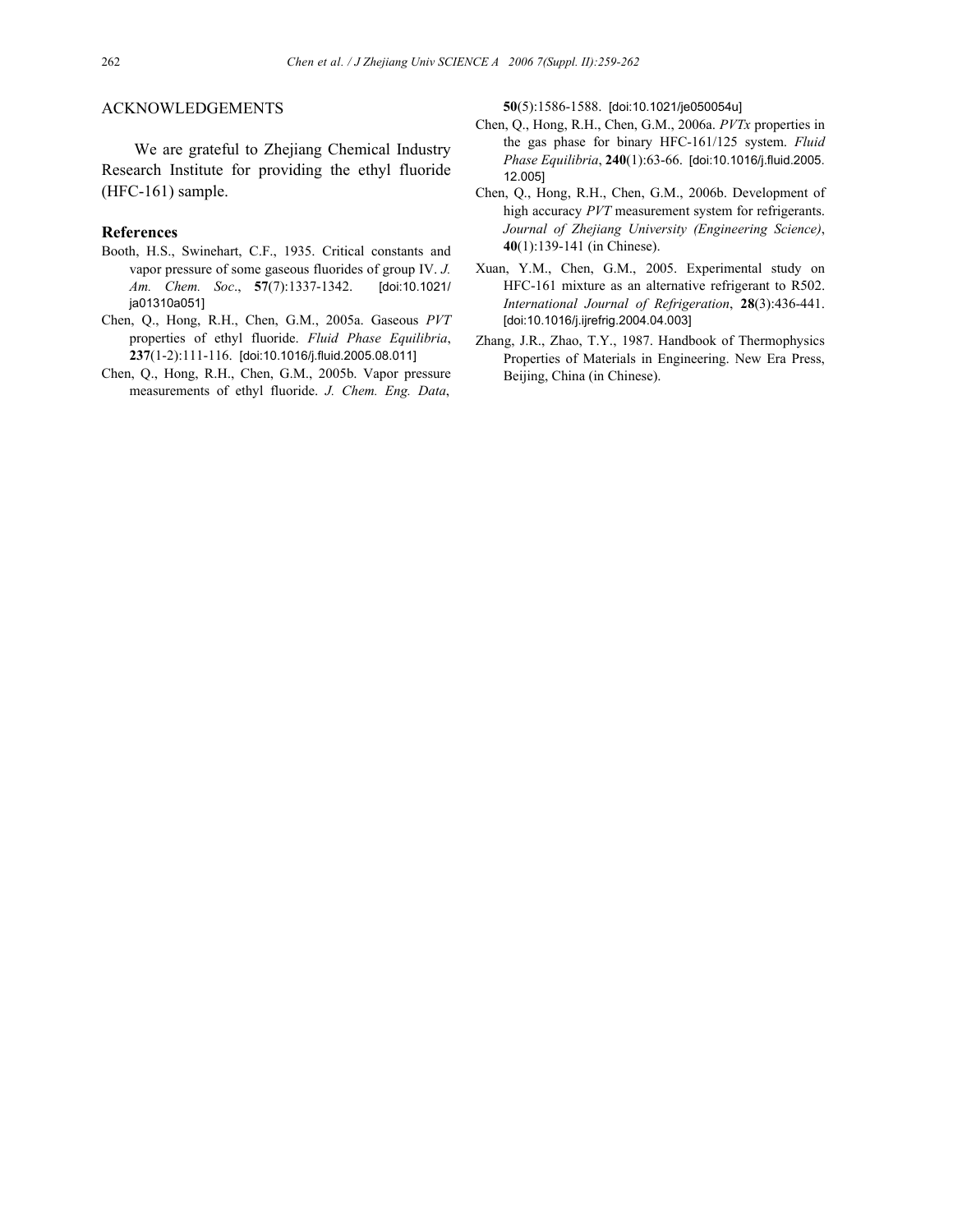## ACKNOWLEDGEMENTS

We are grateful to Zhejiang Chemical Industry Research Institute for providing the ethyl fluoride (HFC-161) sample.

## References

Booth, H.S., Swinehart, C.F., 1935. Critical constants and vapor pressure of some gaseous fluorides of group IV. *J. Am. Chem. Soc.*, **57**(7):1337-1342. [doi:10.1021/ja01310a051]

Chen, Q., Hong, R.H., Chen, G.M., 2005a. Gaseous *PVT* properties of ethyl fluoride. *Fluid Phase Equilibria*, **237**(1-2):111-116. [doi:10.1016/j.fluid.2005.08.011]

Chen, Q., Hong, R.H., Chen, G.M., 2005b. Vapor pressure measurements of ethyl fluoride. *J. Chem. Eng. Data*, **50**(5):1586-1588. [doi:10.1021/je050054u]

Chen, Q., Hong, R.H., Chen, G.M., 2006a. *PVTx* properties in the gas phase for binary HFC-161/125 system. *Fluid Phase Equilibria*, **240**(1):63-66. [doi:10.1016/j.fluid.2005.12.005]

Chen, Q., Hong, R.H., Chen, G.M., 2006b. Development of high accuracy *PVT* measurement system for refrigerants. *Journal of Zhejiang University (Engineering Science)*, **40**(1):139-141 (in Chinese).

Xuan, Y.M., Chen, G.M., 2005. Experimental study on HFC-161 mixture as an alternative refrigerant to R502. *International Journal of Refrigeration*, **28**(3):436-441. [doi:10.1016/j.ijrefrig.2004.04.003]

Zhang, J.R., Zhao, T.Y., 1987. Handbook of Thermophysics Properties of Materials in Engineering. New Era Press, Beijing, China (in Chinese).